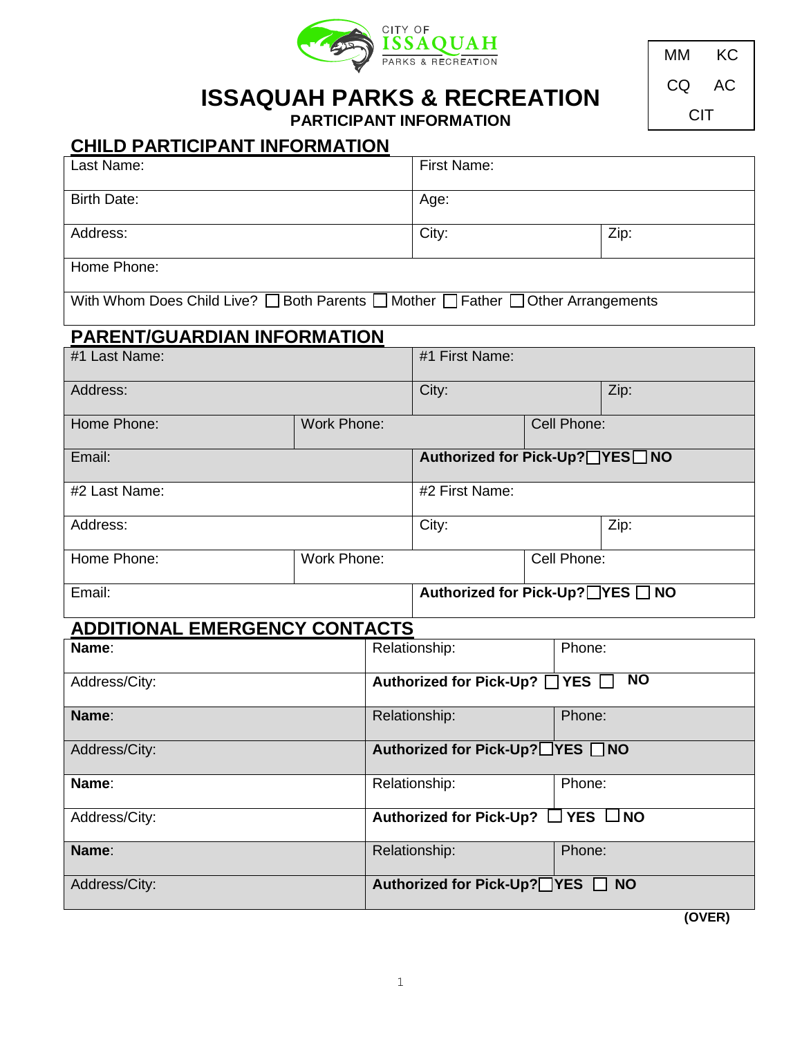CITY OF ISSAQUAH PARKS & RECREATION

| MM | KC |
|---|---|
| CQ | AC |
| CIT | |

# ISSAQUAH PARKS & RECREATION

## PARTICIPANT INFORMATION

## CHILD PARTICIPANT INFORMATION

| Last Name: | First Name: | |
|---|---|---|
| Birth Date: | Age: | |
| Address: | City: | Zip: |
| Home Phone: | | |
| With Whom Does Child Live? ☐ Both Parents ☐ Mother ☐ Father ☐ Other Arrangements | | |

## PARENT/GUARDIAN INFORMATION

| #1 Last Name: | | #1 First Name: | |
|---|---|---|---|
| Address: | | City: | Zip: |
| Home Phone: | Work Phone: | Cell Phone: | |
| Email: | | **Authorized for Pick-Up? ☐YES ☐NO** | |
| #2 Last Name: | | #2 First Name: | |
| Address: | | City: | Zip: |
| Home Phone: | Work Phone: | Cell Phone: | |
| Email: | | **Authorized for Pick-Up? ☐YES ☐ NO** | |

## ADDITIONAL EMERGENCY CONTACTS

| **Name**: | Relationship: | Phone: |
|---|---|---|
| Address/City: | **Authorized for Pick-Up? ☐ YES ☐ NO** | |
| **Name**: | Relationship: | Phone: |
| Address/City: | **Authorized for Pick-Up? ☐YES ☐NO** | |
| **Name**: | Relationship: | Phone: |
| Address/City: | **Authorized for Pick-Up? ☐ YES ☐NO** | |
| **Name**: | Relationship: | Phone: |
| Address/City: | **Authorized for Pick-Up? ☐YES ☐ NO** | |

**(OVER)**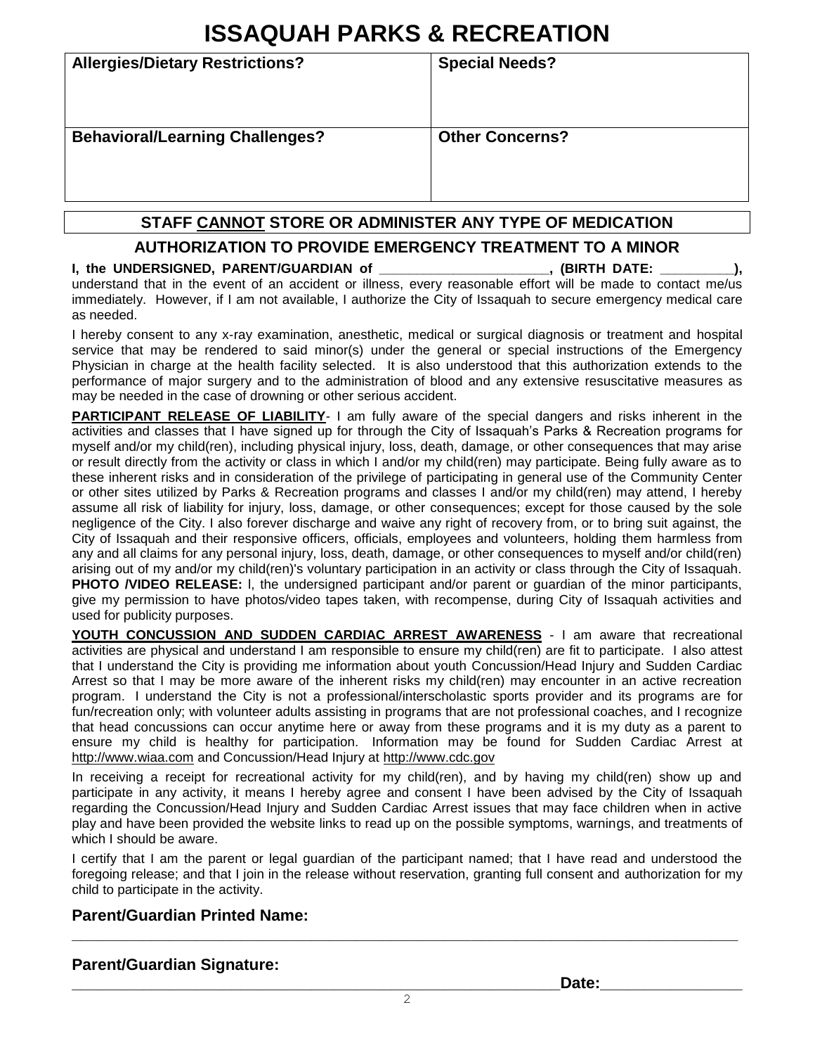# ISSAQUAH PARKS & RECREATION

| | |
|---|---|
| **Allergies/Dietary Restrictions?** | **Special Needs?** |
| **Behavioral/Learning Challenges?** | **Other Concerns?** |

**STAFF <u>CANNOT</u> STORE OR ADMINISTER ANY TYPE OF MEDICATION**

## AUTHORIZATION TO PROVIDE EMERGENCY TREATMENT TO A MINOR

**I, the UNDERSIGNED, PARENT/GUARDIAN of \_\_\_\_\_\_\_\_\_\_\_\_\_\_\_\_\_\_\_\_\_\_\_, (BIRTH DATE: \_\_\_\_\_\_\_\_\_\_),** understand that in the event of an accident or illness, every reasonable effort will be made to contact me/us immediately. However, if I am not available, I authorize the City of Issaquah to secure emergency medical care as needed.

I hereby consent to any x-ray examination, anesthetic, medical or surgical diagnosis or treatment and hospital service that may be rendered to said minor(s) under the general or special instructions of the Emergency Physician in charge at the health facility selected. It is also understood that this authorization extends to the performance of major surgery and to the administration of blood and any extensive resuscitative measures as may be needed in the case of drowning or other serious accident.

**<u>PARTICIPANT RELEASE OF LIABILITY</u>**- I am fully aware of the special dangers and risks inherent in the activities and classes that I have signed up for through the City of Issaquah's Parks & Recreation programs for myself and/or my child(ren), including physical injury, loss, death, damage, or other consequences that may arise or result directly from the activity or class in which I and/or my child(ren) may participate. Being fully aware as to these inherent risks and in consideration of the privilege of participating in general use of the Community Center or other sites utilized by Parks & Recreation programs and classes I and/or my child(ren) may attend, I hereby assume all risk of liability for injury, loss, damage, or other consequences; except for those caused by the sole negligence of the City. I also forever discharge and waive any right of recovery from, or to bring suit against, the City of Issaquah and their responsive officers, officials, employees and volunteers, holding them harmless from any and all claims for any personal injury, loss, death, damage, or other consequences to myself and/or child(ren) arising out of my and/or my child(ren)'s voluntary participation in an activity or class through the City of Issaquah. **PHOTO /VIDEO RELEASE:** I, the undersigned participant and/or parent or guardian of the minor participants, give my permission to have photos/video tapes taken, with recompense, during City of Issaquah activities and used for publicity purposes.

**<u>YOUTH CONCUSSION AND SUDDEN CARDIAC ARREST AWARENESS</u>** - I am aware that recreational activities are physical and understand I am responsible to ensure my child(ren) are fit to participate. I also attest that I understand the City is providing me information about youth Concussion/Head Injury and Sudden Cardiac Arrest so that I may be more aware of the inherent risks my child(ren) may encounter in an active recreation program. I understand the City is not a professional/interscholastic sports provider and its programs are for fun/recreation only; with volunteer adults assisting in programs that are not professional coaches, and I recognize that head concussions can occur anytime here or away from these programs and it is my duty as a parent to ensure my child is healthy for participation. Information may be found for Sudden Cardiac Arrest at http://www.wiaa.com and Concussion/Head Injury at http://www.cdc.gov

In receiving a receipt for recreational activity for my child(ren), and by having my child(ren) show up and participate in any activity, it means I hereby agree and consent I have been advised by the City of Issaquah regarding the Concussion/Head Injury and Sudden Cardiac Arrest issues that may face children when in active play and have been provided the website links to read up on the possible symptoms, warnings, and treatments of which I should be aware.

I certify that I am the parent or legal guardian of the participant named; that I have read and understood the foregoing release; and that I join in the release without reservation, granting full consent and authorization for my child to participate in the activity.

**Parent/Guardian Printed Name:**

\_\_\_\_\_\_\_\_\_\_\_\_\_\_\_\_\_\_\_\_\_\_\_\_\_\_\_\_\_\_\_\_\_\_\_\_\_\_\_\_\_\_\_\_\_\_\_\_\_\_\_\_\_\_\_\_\_\_\_\_\_\_\_\_\_\_\_\_\_\_\_\_\_\_\_\_

**Parent/Guardian Signature:**

\_\_\_\_\_\_\_\_\_\_\_\_\_\_\_\_\_\_\_\_\_\_\_\_\_\_\_\_\_\_\_\_\_\_\_\_\_\_\_\_\_\_\_\_\_\_\_\_\_\_\_\_\_\_\_\_**Date:**\_\_\_\_\_\_\_\_\_\_\_\_\_\_\_\_\_